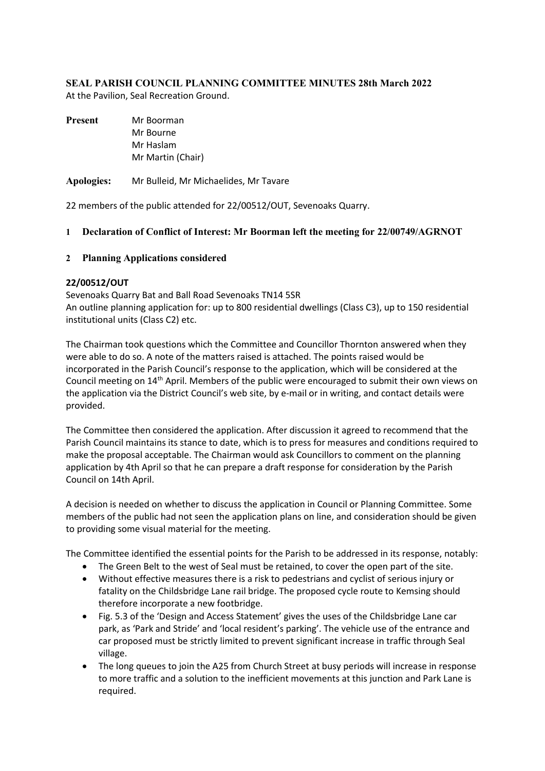**SEAL PARISH COUNCIL PLANNING COMMITTEE MINUTES 28th March 2022**
At the Pavilion, Seal Recreation Ground.

**Present** Mr Boorman
Mr Bourne
Mr Haslam
Mr Martin (Chair)

**Apologies:** Mr Bulleid, Mr Michaelides, Mr Tavare

22 members of the public attended for 22/00512/OUT, Sevenoaks Quarry.

**1 Declaration of Conflict of Interest: Mr Boorman left the meeting for 22/00749/AGRNOT**

**2 Planning Applications considered**

**22/00512/OUT**

Sevenoaks Quarry Bat and Ball Road Sevenoaks TN14 5SR
An outline planning application for: up to 800 residential dwellings (Class C3), up to 150 residential institutional units (Class C2) etc.

The Chairman took questions which the Committee and Councillor Thornton answered when they were able to do so. A note of the matters raised is attached. The points raised would be incorporated in the Parish Council's response to the application, which will be considered at the Council meeting on 14th April. Members of the public were encouraged to submit their own views on the application via the District Council's web site, by e-mail or in writing, and contact details were provided.

The Committee then considered the application. After discussion it agreed to recommend that the Parish Council maintains its stance to date, which is to press for measures and conditions required to make the proposal acceptable. The Chairman would ask Councillors to comment on the planning application by 4th April so that he can prepare a draft response for consideration by the Parish Council on 14th April.

A decision is needed on whether to discuss the application in Council or Planning Committee. Some members of the public had not seen the application plans on line, and consideration should be given to providing some visual material for the meeting.

The Committee identified the essential points for the Parish to be addressed in its response, notably:

- The Green Belt to the west of Seal must be retained, to cover the open part of the site.
- Without effective measures there is a risk to pedestrians and cyclist of serious injury or fatality on the Childsbridge Lane rail bridge. The proposed cycle route to Kemsing should therefore incorporate a new footbridge.
- Fig. 5.3 of the 'Design and Access Statement' gives the uses of the Childsbridge Lane car park, as 'Park and Stride' and 'local resident's parking'. The vehicle use of the entrance and car proposed must be strictly limited to prevent significant increase in traffic through Seal village.
- The long queues to join the A25 from Church Street at busy periods will increase in response to more traffic and a solution to the inefficient movements at this junction and Park Lane is required.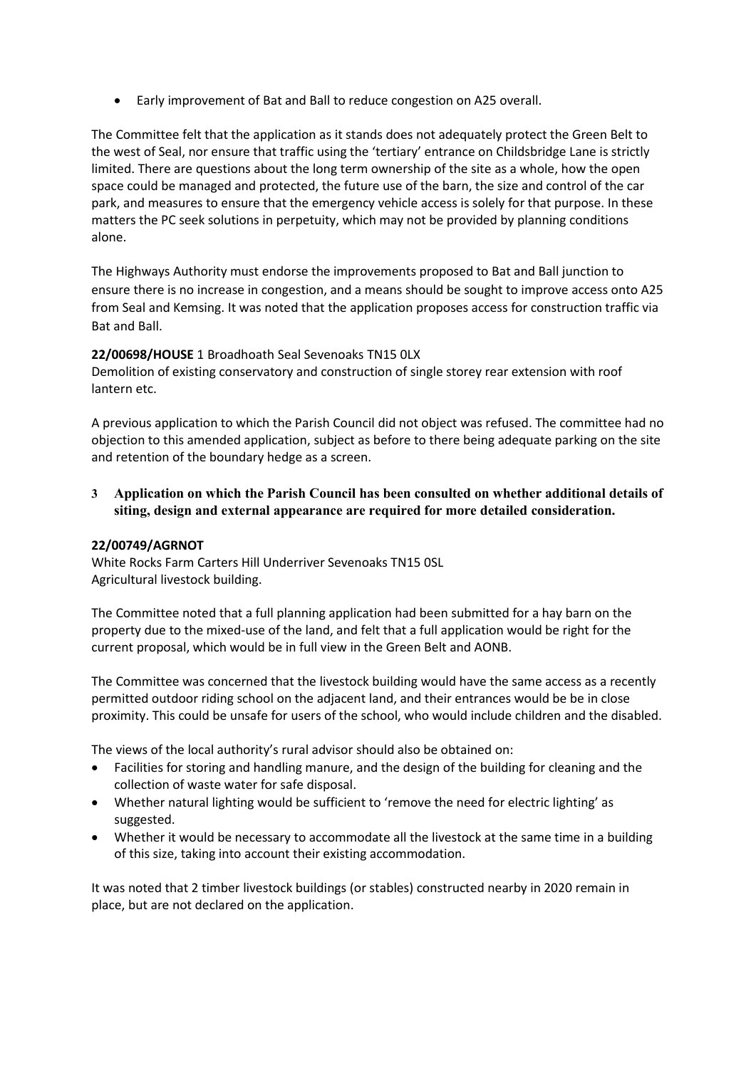- Early improvement of Bat and Ball to reduce congestion on A25 overall.

The Committee felt that the application as it stands does not adequately protect the Green Belt to the west of Seal, nor ensure that traffic using the 'tertiary' entrance on Childsbridge Lane is strictly limited. There are questions about the long term ownership of the site as a whole, how the open space could be managed and protected, the future use of the barn, the size and control of the car park, and measures to ensure that the emergency vehicle access is solely for that purpose. In these matters the PC seek solutions in perpetuity, which may not be provided by planning conditions alone.

The Highways Authority must endorse the improvements proposed to Bat and Ball junction to ensure there is no increase in congestion, and a means should be sought to improve access onto A25 from Seal and Kemsing. It was noted that the application proposes access for construction traffic via Bat and Ball.

**22/00698/HOUSE** 1 Broadhoath Seal Sevenoaks TN15 0LX
Demolition of existing conservatory and construction of single storey rear extension with roof lantern etc.

A previous application to which the Parish Council did not object was refused. The committee had no objection to this amended application, subject as before to there being adequate parking on the site and retention of the boundary hedge as a screen.

**3 Application on which the Parish Council has been consulted on whether additional details of siting, design and external appearance are required for more detailed consideration.**

**22/00749/AGRNOT**
White Rocks Farm Carters Hill Underriver Sevenoaks TN15 0SL
Agricultural livestock building.

The Committee noted that a full planning application had been submitted for a hay barn on the property due to the mixed-use of the land, and felt that a full application would be right for the current proposal, which would be in full view in the Green Belt and AONB.

The Committee was concerned that the livestock building would have the same access as a recently permitted outdoor riding school on the adjacent land, and their entrances would be be in close proximity. This could be unsafe for users of the school, who would include children and the disabled.

The views of the local authority's rural advisor should also be obtained on:

- Facilities for storing and handling manure, and the design of the building for cleaning and the collection of waste water for safe disposal.
- Whether natural lighting would be sufficient to 'remove the need for electric lighting' as suggested.
- Whether it would be necessary to accommodate all the livestock at the same time in a building of this size, taking into account their existing accommodation.

It was noted that 2 timber livestock buildings (or stables) constructed nearby in 2020 remain in place, but are not declared on the application.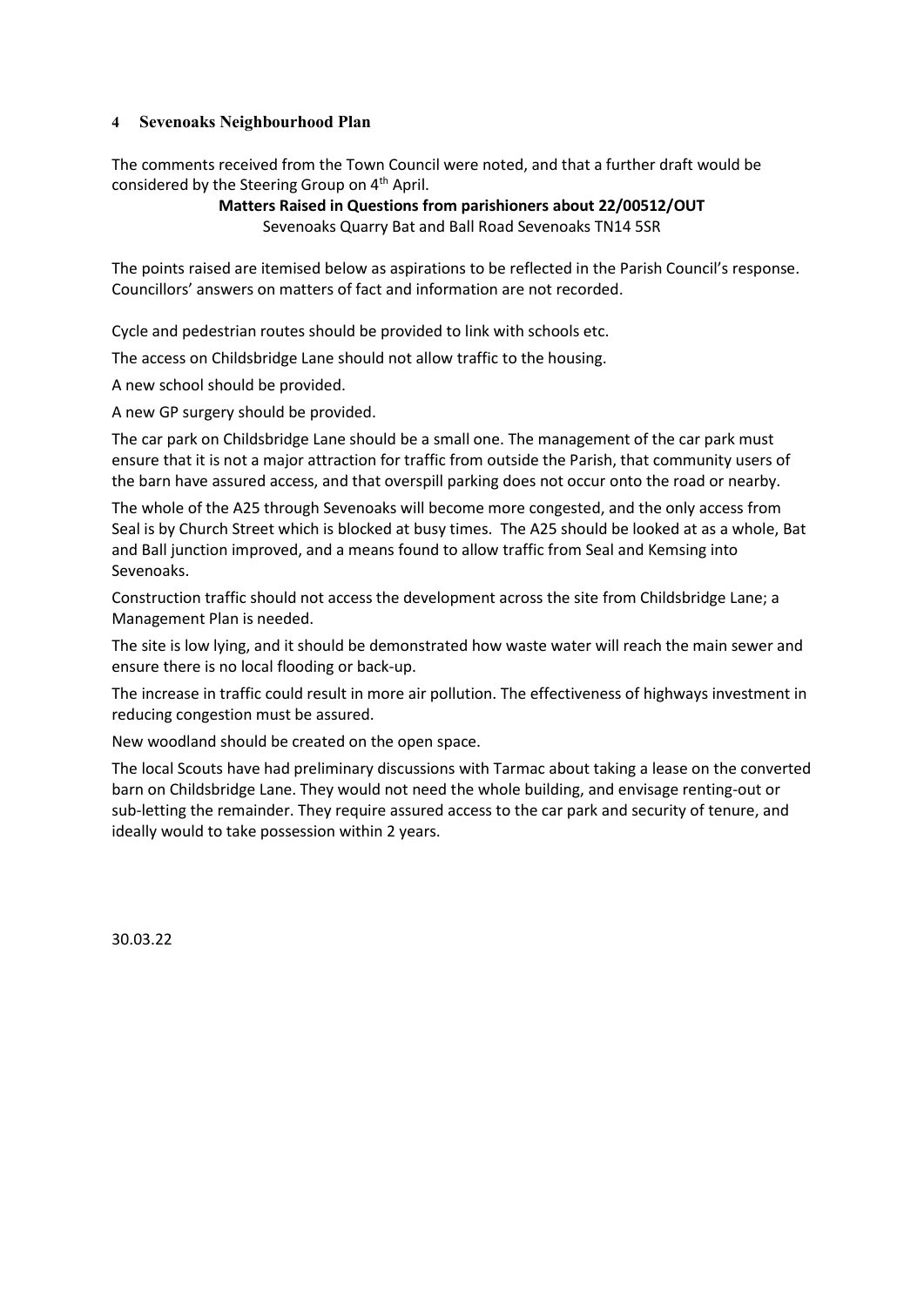## 4 Sevenoaks Neighbourhood Plan

The comments received from the Town Council were noted, and that a further draft would be considered by the Steering Group on 4th April.

**Matters Raised in Questions from parishioners about 22/00512/OUT**

Sevenoaks Quarry Bat and Ball Road Sevenoaks TN14 5SR

The points raised are itemised below as aspirations to be reflected in the Parish Council's response. Councillors' answers on matters of fact and information are not recorded.

Cycle and pedestrian routes should be provided to link with schools etc.

The access on Childsbridge Lane should not allow traffic to the housing.

A new school should be provided.

A new GP surgery should be provided.

The car park on Childsbridge Lane should be a small one. The management of the car park must ensure that it is not a major attraction for traffic from outside the Parish, that community users of the barn have assured access, and that overspill parking does not occur onto the road or nearby.

The whole of the A25 through Sevenoaks will become more congested, and the only access from Seal is by Church Street which is blocked at busy times. The A25 should be looked at as a whole, Bat and Ball junction improved, and a means found to allow traffic from Seal and Kemsing into Sevenoaks.

Construction traffic should not access the development across the site from Childsbridge Lane; a Management Plan is needed.

The site is low lying, and it should be demonstrated how waste water will reach the main sewer and ensure there is no local flooding or back-up.

The increase in traffic could result in more air pollution. The effectiveness of highways investment in reducing congestion must be assured.

New woodland should be created on the open space.

The local Scouts have had preliminary discussions with Tarmac about taking a lease on the converted barn on Childsbridge Lane. They would not need the whole building, and envisage renting-out or sub-letting the remainder. They require assured access to the car park and security of tenure, and ideally would to take possession within 2 years.

30.03.22